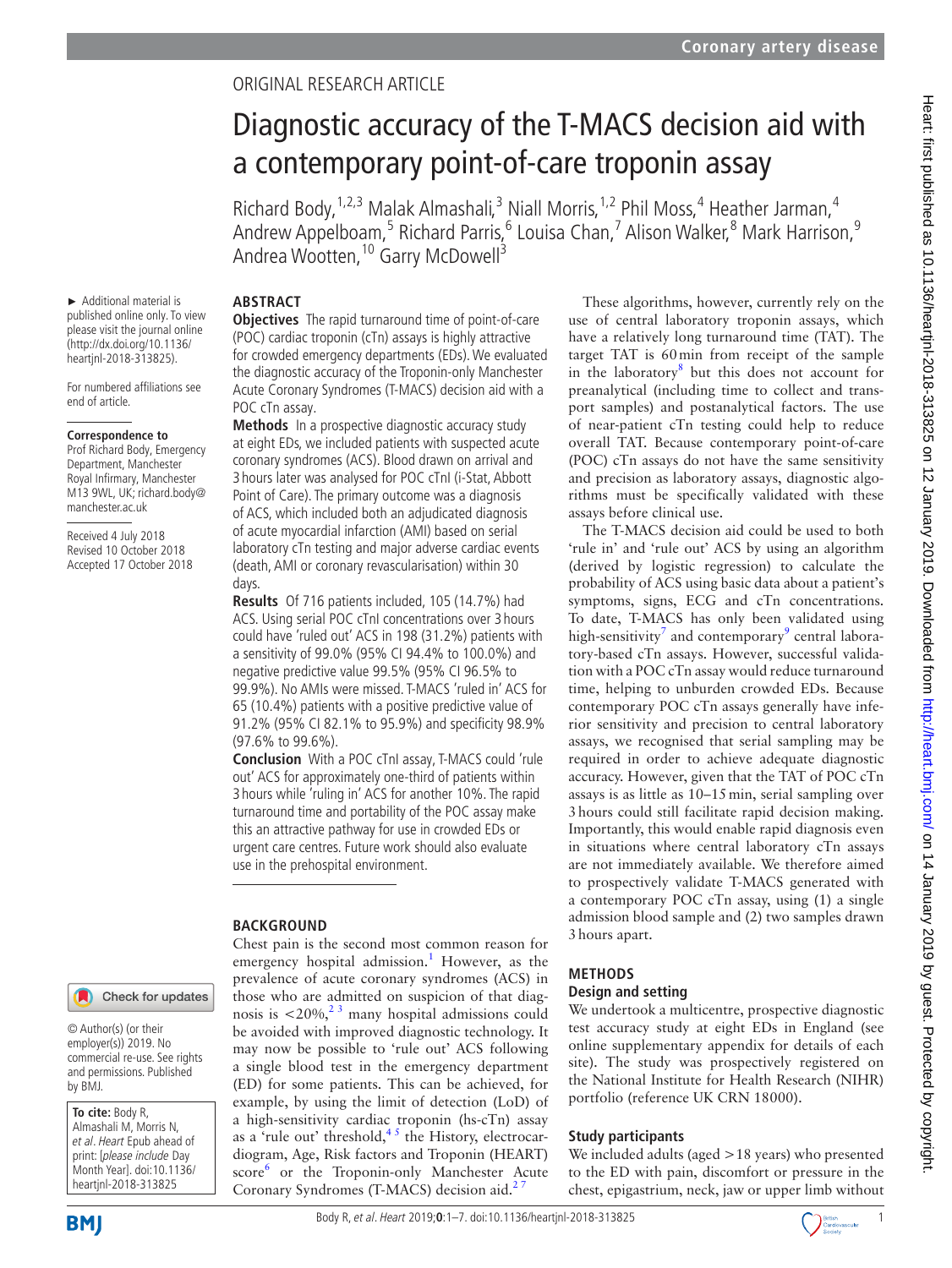ORIGINAL RESEARCH ARTICLE

# Diagnostic accuracy of the T-MACS decision aid with a contemporary point-of-care troponin assay

Richard Body,[1,2,3] Malak Almashali,[3] Niall Morris,[1,2] Phil Moss,[4] Heather Jarman,[4] Andrew Appelboam,[5] Richard Parris,[6] Louisa Chan,[7] Alison Walker,[8] Mark Harrison,[9] Andrea Wootten,[10] Garry McDowell[3]

► Additional material is published online only. To view please visit the journal online (http://dx.doi.org/10.1136/heartjnl-2018-313825).

For numbered affiliations see end of article.

**Correspondence to**
Prof Richard Body, Emergency Department, Manchester Royal Infirmary, Manchester M13 9WL, UK; richard.body@manchester.ac.uk

Received 4 July 2018
Revised 10 October 2018
Accepted 17 October 2018

© Author(s) (or their employer(s)) 2019. No commercial re-use. See rights and permissions. Published by BMJ.

**To cite:** Body R, Almashali M, Morris N, *et al*. *Heart* Epub ahead of print: [*please include* Day Month Year]. doi:10.1136/heartjnl-2018-313825

## ABSTRACT

**Objectives** The rapid turnaround time of point-of-care (POC) cardiac troponin (cTn) assays is highly attractive for crowded emergency departments (EDs). We evaluated the diagnostic accuracy of the Troponin-only Manchester Acute Coronary Syndromes (T-MACS) decision aid with a POC cTn assay.

**Methods** In a prospective diagnostic accuracy study at eight EDs, we included patients with suspected acute coronary syndromes (ACS). Blood drawn on arrival and 3 hours later was analysed for POC cTnI (i-Stat, Abbott Point of Care). The primary outcome was a diagnosis of ACS, which included both an adjudicated diagnosis of acute myocardial infarction (AMI) based on serial laboratory cTn testing and major adverse cardiac events (death, AMI or coronary revascularisation) within 30 days.

**Results** Of 716 patients included, 105 (14.7%) had ACS. Using serial POC cTnI concentrations over 3 hours could have 'ruled out' ACS in 198 (31.2%) patients with a sensitivity of 99.0% (95% CI 94.4% to 100.0%) and negative predictive value 99.5% (95% CI 96.5% to 99.9%). No AMIs were missed. T-MACS 'ruled in' ACS for 65 (10.4%) patients with a positive predictive value of 91.2% (95% CI 82.1% to 95.9%) and specificity 98.9% (97.6% to 99.6%).

**Conclusion** With a POC cTnI assay, T-MACS could 'rule out' ACS for approximately one-third of patients within 3 hours while 'ruling in' ACS for another 10%. The rapid turnaround time and portability of the POC assay make this an attractive pathway for use in crowded EDs or urgent care centres. Future work should also evaluate use in the prehospital environment.

## BACKGROUND

Chest pain is the second most common reason for emergency hospital admission.[1] However, as the prevalence of acute coronary syndromes (ACS) in those who are admitted on suspicion of that diagnosis is <20%,[2 3] many hospital admissions could be avoided with improved diagnostic technology. It may now be possible to 'rule out' ACS following a single blood test in the emergency department (ED) for some patients. This can be achieved, for example, by using the limit of detection (LoD) of a high-sensitivity cardiac troponin (hs-cTn) assay as a 'rule out' threshold,[4 5] the History, electrocardiogram, Age, Risk factors and Troponin (HEART) score[6] or the Troponin-only Manchester Acute Coronary Syndromes (T-MACS) decision aid.[2 7]

These algorithms, however, currently rely on the use of central laboratory troponin assays, which have a relatively long turnaround time (TAT). The target TAT is 60 min from receipt of the sample in the laboratory[8] but this does not account for preanalytical (including time to collect and transport samples) and postanalytical factors. The use of near-patient cTn testing could help to reduce overall TAT. Because contemporary point-of-care (POC) cTn assays do not have the same sensitivity and precision as laboratory assays, diagnostic algorithms must be specifically validated with these assays before clinical use.

The T-MACS decision aid could be used to both 'rule in' and 'rule out' ACS by using an algorithm (derived by logistic regression) to calculate the probability of ACS using basic data about a patient's symptoms, signs, ECG and cTn concentrations. To date, T-MACS has only been validated using high-sensitivity[7] and contemporary[9] central laboratory-based cTn assays. However, successful validation with a POC cTn assay would reduce turnaround time, helping to unburden crowded EDs. Because contemporary POC cTn assays generally have inferior sensitivity and precision to central laboratory assays, we recognised that serial sampling may be required in order to achieve adequate diagnostic accuracy. However, given that the TAT of POC cTn assays is as little as 10–15 min, serial sampling over 3 hours could still facilitate rapid decision making. Importantly, this would enable rapid diagnosis even in situations where central laboratory cTn assays are not immediately available. We therefore aimed to prospectively validate T-MACS generated with a contemporary POC cTn assay, using (1) a single admission blood sample and (2) two samples drawn 3 hours apart.

## METHODS

### Design and setting

We undertook a multicentre, prospective diagnostic test accuracy study at eight EDs in England (see online supplementary appendix for details of each site). The study was prospectively registered on the National Institute for Health Research (NIHR) portfolio (reference UK CRN 18000).

### Study participants

We included adults (aged >18 years) who presented to the ED with pain, discomfort or pressure in the chest, epigastrium, neck, jaw or upper limb without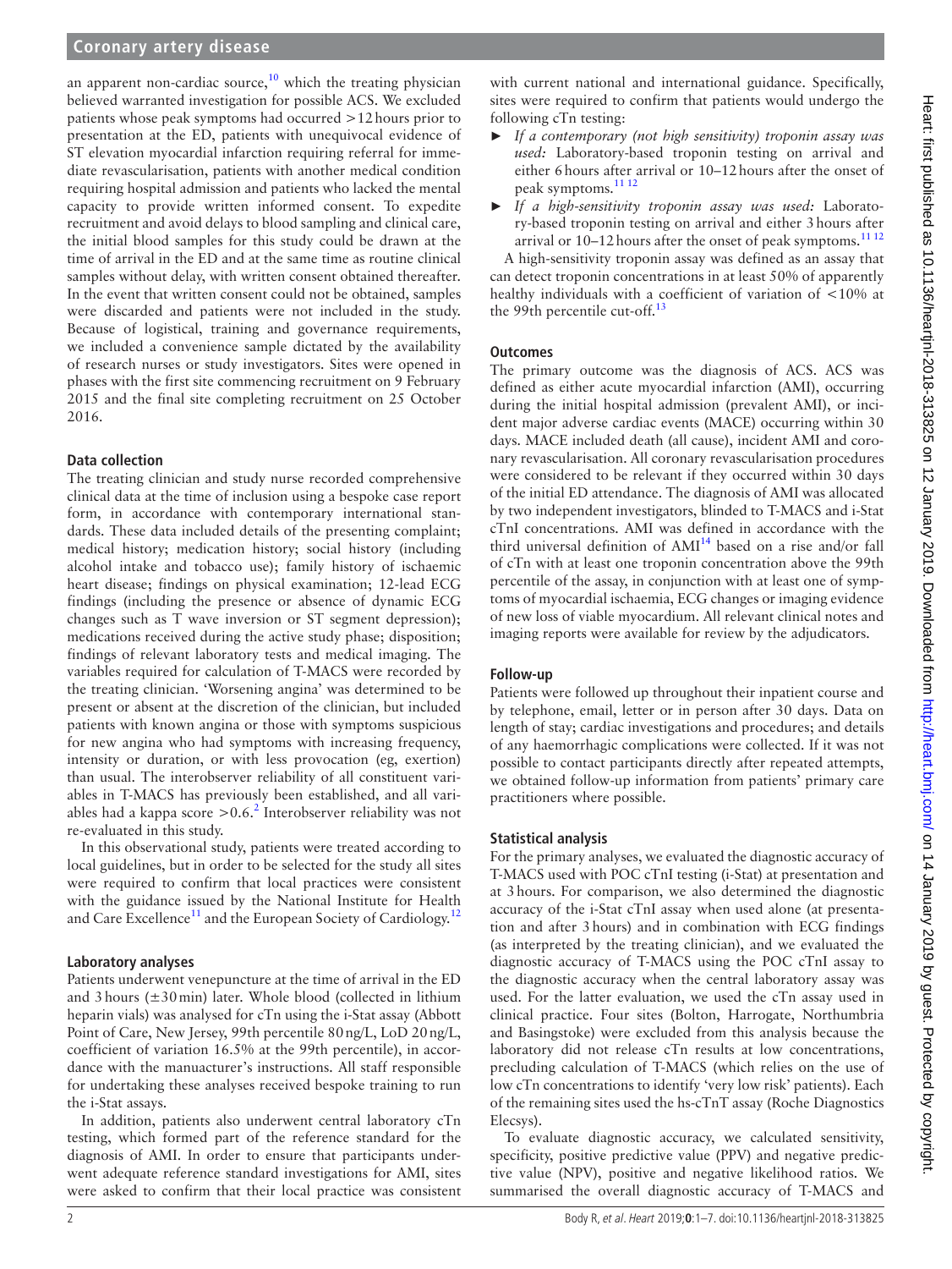an apparent non-cardiac source,[10] which the treating physician believed warranted investigation for possible ACS. We excluded patients whose peak symptoms had occurred >12 hours prior to presentation at the ED, patients with unequivocal evidence of ST elevation myocardial infarction requiring referral for immediate revascularisation, patients with another medical condition requiring hospital admission and patients who lacked the mental capacity to provide written informed consent. To expedite recruitment and avoid delays to blood sampling and clinical care, the initial blood samples for this study could be drawn at the time of arrival in the ED and at the same time as routine clinical samples without delay, with written consent obtained thereafter. In the event that written consent could not be obtained, samples were discarded and patients were not included in the study. Because of logistical, training and governance requirements, we included a convenience sample dictated by the availability of research nurses or study investigators. Sites were opened in phases with the first site commencing recruitment on 9 February 2015 and the final site completing recruitment on 25 October 2016.

### Data collection

The treating clinician and study nurse recorded comprehensive clinical data at the time of inclusion using a bespoke case report form, in accordance with contemporary international standards. These data included details of the presenting complaint; medical history; medication history; social history (including alcohol intake and tobacco use); family history of ischaemic heart disease; findings on physical examination; 12-lead ECG findings (including the presence or absence of dynamic ECG changes such as T wave inversion or ST segment depression); medications received during the active study phase; disposition; findings of relevant laboratory tests and medical imaging. The variables required for calculation of T-MACS were recorded by the treating clinician. 'Worsening angina' was determined to be present or absent at the discretion of the clinician, but included patients with known angina or those with symptoms suspicious for new angina who had symptoms with increasing frequency, intensity or duration, or with less provocation (eg, exertion) than usual. The interobserver reliability of all constituent variables in T-MACS has previously been established, and all variables had a kappa score >0.6.[2] Interobserver reliability was not re-evaluated in this study.

In this observational study, patients were treated according to local guidelines, but in order to be selected for the study all sites were required to confirm that local practices were consistent with the guidance issued by the National Institute for Health and Care Excellence[11] and the European Society of Cardiology.[12]

### Laboratory analyses

Patients underwent venepuncture at the time of arrival in the ED and 3 hours (±30 min) later. Whole blood (collected in lithium heparin vials) was analysed for cTn using the i-Stat assay (Abbott Point of Care, New Jersey, 99th percentile 80 ng/L, LoD 20 ng/L, coefficient of variation 16.5% at the 99th percentile), in accordance with the manuactурer's instructions. All staff responsible for undertaking these analyses received bespoke training to run the i-Stat assays.

In addition, patients also underwent central laboratory cTn testing, which formed part of the reference standard for the diagnosis of AMI. In order to ensure that participants underwent adequate reference standard investigations for AMI, sites were asked to confirm that their local practice was consistent with current national and international guidance. Specifically, sites were required to confirm that patients would undergo the following cTn testing:

- *If a contemporary (not high sensitivity) troponin assay was used:* Laboratory-based troponin testing on arrival and either 6 hours after arrival or 10–12 hours after the onset of peak symptoms.[11,12]
- *If a high-sensitivity troponin assay was used:* Laboratory-based troponin testing on arrival and either 3 hours after arrival or 10–12 hours after the onset of peak symptoms.[11,12]

A high-sensitivity troponin assay was defined as an assay that can detect troponin concentrations in at least 50% of apparently healthy individuals with a coefficient of variation of <10% at the 99th percentile cut-off.[13]

### Outcomes

The primary outcome was the diagnosis of ACS. ACS was defined as either acute myocardial infarction (AMI), occurring during the initial hospital admission (prevalent AMI), or incident major adverse cardiac events (MACE) occurring within 30 days. MACE included death (all cause), incident AMI and coronary revascularisation. All coronary revascularisation procedures were considered to be relevant if they occurred within 30 days of the initial ED attendance. The diagnosis of AMI was allocated by two independent investigators, blinded to T-MACS and i-Stat cTnI concentrations. AMI was defined in accordance with the third universal definition of AMI[14] based on a rise and/or fall of cTn with at least one troponin concentration above the 99th percentile of the assay, in conjunction with at least one of symptoms of myocardial ischaemia, ECG changes or imaging evidence of new loss of viable myocardium. All relevant clinical notes and imaging reports were available for review by the adjudicators.

### Follow-up

Patients were followed up throughout their inpatient course and by telephone, email, letter or in person after 30 days. Data on length of stay; cardiac investigations and procedures; and details of any haemorrhagic complications were collected. If it was not possible to contact participants directly after repeated attempts, we obtained follow-up information from patients' primary care practitioners where possible.

### Statistical analysis

For the primary analyses, we evaluated the diagnostic accuracy of T-MACS used with POC cTnI testing (i-Stat) at presentation and at 3 hours. For comparison, we also determined the diagnostic accuracy of the i-Stat cTnI assay when used alone (at presentation and after 3 hours) and in combination with ECG findings (as interpreted by the treating clinician), and we evaluated the diagnostic accuracy of T-MACS using the POC cTnI assay to the diagnostic accuracy when the central laboratory assay was used. For the latter evaluation, we used the cTn assay used in clinical practice. Four sites (Bolton, Harrogate, Northumbria and Basingstoke) were excluded from this analysis because the laboratory did not release cTn results at low concentrations, precluding calculation of T-MACS (which relies on the use of low cTn concentrations to identify 'very low risk' patients). Each of the remaining sites used the hs-cTnT assay (Roche Diagnostics Elecsys).

To evaluate diagnostic accuracy, we calculated sensitivity, specificity, positive predictive value (PPV) and negative predictive value (NPV), positive and negative likelihood ratios. We summarised the overall diagnostic accuracy of T-MACS and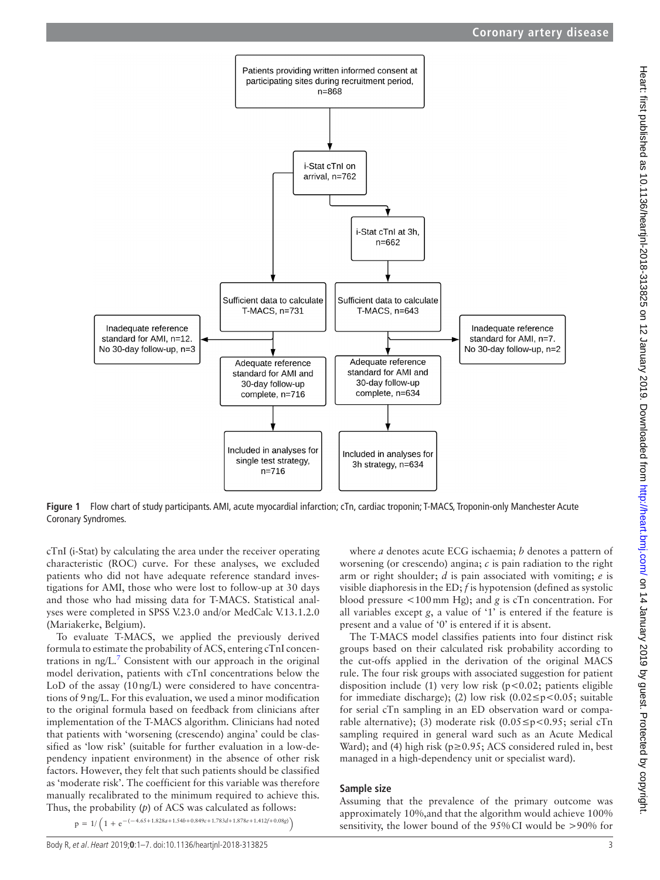Figure 1 Flow chart of study participants. AMI, acute myocardial infarction; cTn, cardiac troponin; T-MACS, Troponin-only Manchester Acute Coronary Syndromes.

cTnI (i-Stat) by calculating the area under the receiver operating characteristic (ROC) curve. For these analyses, we excluded patients who did not have adequate reference standard investigations for AMI, those who were lost to follow-up at 30 days and those who had missing data for T-MACS. Statistical analyses were completed in SPSS V.23.0 and/or MedCalc V.13.1.2.0 (Mariakerke, Belgium).

To evaluate T-MACS, we applied the previously derived formula to estimate the probability of ACS, entering cTnI concentrations in ng/L.[7] Consistent with our approach in the original model derivation, patients with cTnI concentrations below the LoD of the assay (10 ng/L) were considered to have concentrations of 9 ng/L. For this evaluation, we used a minor modification to the original formula based on feedback from clinicians after implementation of the T-MACS algorithm. Clinicians had noted that patients with 'worsening (crescendo) angina' could be classified as 'low risk' (suitable for further evaluation in a low-dependency inpatient environment) in the absence of other risk factors. However, they felt that such patients should be classified as 'moderate risk'. The coefficient for this variable was therefore manually recalibrated to the minimum required to achieve this. Thus, the probability ($p$) of ACS was calculated as follows:

$$p = 1/\left(1 + e^{-(-4.65+1.828a+1.54b+0.849c+1.783d+1.878e+1.412f+0.08g)}\right)$$

where $a$ denotes acute ECG ischaemia; $b$ denotes a pattern of worsening (or crescendo) angina; $c$ is pain radiation to the right arm or right shoulder; $d$ is pain associated with vomiting; $e$ is visible diaphoresis in the ED; $f$ is hypotension (defined as systolic blood pressure <100 mm Hg); and $g$ is cTn concentration. For all variables except $g$, a value of '1' is entered if the feature is present and a value of '0' is entered if it is absent.

The T-MACS model classifies patients into four distinct risk groups based on their calculated risk probability according to the cut-offs applied in the derivation of the original MACS rule. The four risk groups with associated suggestion for patient disposition include (1) very low risk ($p<0.02$; patients eligible for immediate discharge); (2) low risk ($0.02\leq p<0.05$; suitable for serial cTn sampling in an ED observation ward or comparable alternative); (3) moderate risk ($0.05\leq p<0.95$; serial cTn sampling required in general ward such as an Acute Medical Ward); and (4) high risk ($p\geq 0.95$; ACS considered ruled in, best managed in a high-dependency unit or specialist ward).

## Sample size

Assuming that the prevalence of the primary outcome was approximately 10%,and that the algorithm would achieve 100% sensitivity, the lower bound of the 95% CI would be >90% for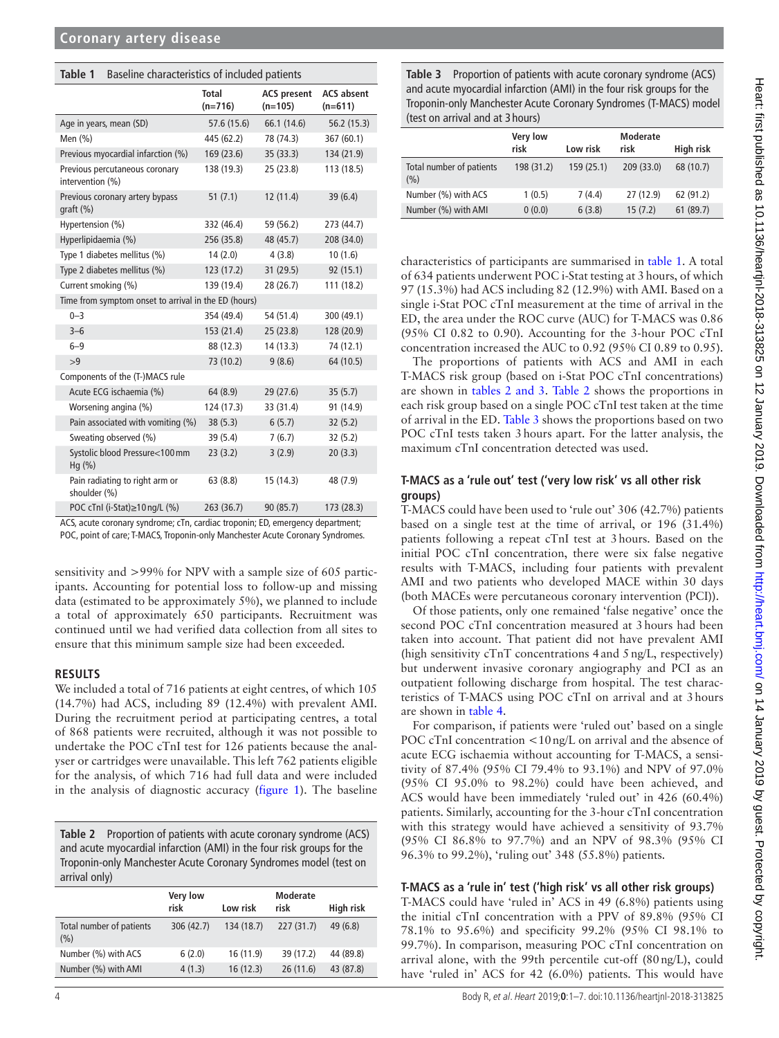**Table 1** Baseline characteristics of included patients

| | Total (n=716) | ACS present (n=105) | ACS absent (n=611) |
|---|---|---|---|
| Age in years, mean (SD) | 57.6 (15.6) | 66.1 (14.6) | 56.2 (15.3) |
| Men (%) | 445 (62.2) | 78 (74.3) | 367 (60.1) |
| Previous myocardial infarction (%) | 169 (23.6) | 35 (33.3) | 134 (21.9) |
| Previous percutaneous coronary intervention (%) | 138 (19.3) | 25 (23.8) | 113 (18.5) |
| Previous coronary artery bypass graft (%) | 51 (7.1) | 12 (11.4) | 39 (6.4) |
| Hypertension (%) | 332 (46.4) | 59 (56.2) | 273 (44.7) |
| Hyperlipidaemia (%) | 256 (35.8) | 48 (45.7) | 208 (34.0) |
| Type 1 diabetes mellitus (%) | 14 (2.0) | 4 (3.8) | 10 (1.6) |
| Type 2 diabetes mellitus (%) | 123 (17.2) | 31 (29.5) | 92 (15.1) |
| Current smoking (%) | 139 (19.4) | 28 (26.7) | 111 (18.2) |
| Time from symptom onset to arrival in the ED (hours) | | | |
| 0–3 | 354 (49.4) | 54 (51.4) | 300 (49.1) |
| 3–6 | 153 (21.4) | 25 (23.8) | 128 (20.9) |
| 6–9 | 88 (12.3) | 14 (13.3) | 74 (12.1) |
| >9 | 73 (10.2) | 9 (8.6) | 64 (10.5) |
| Components of the (T-)MACS rule | | | |
| Acute ECG ischaemia (%) | 64 (8.9) | 29 (27.6) | 35 (5.7) |
| Worsening angina (%) | 124 (17.3) | 33 (31.4) | 91 (14.9) |
| Pain associated with vomiting (%) | 38 (5.3) | 6 (5.7) | 32 (5.2) |
| Sweating observed (%) | 39 (5.4) | 7 (6.7) | 32 (5.2) |
| Systolic blood Pressure<100 mm Hg (%) | 23 (3.2) | 3 (2.9) | 20 (3.3) |
| Pain radiating to right arm or shoulder (%) | 63 (8.8) | 15 (14.3) | 48 (7.9) |
| POC cTnI (i-Stat)≥10 ng/L (%) | 263 (36.7) | 90 (85.7) | 173 (28.3) |

ACS, acute coronary syndrome; cTn, cardiac troponin; ED, emergency department; POC, point of care; T-MACS, Troponin-only Manchester Acute Coronary Syndromes.

sensitivity and >99% for NPV with a sample size of 605 participants. Accounting for potential loss to follow-up and missing data (estimated to be approximately 5%), we planned to include a total of approximately 650 participants. Recruitment was continued until we had verified data collection from all sites to ensure that this minimum sample size had been exceeded.

## RESULTS

We included a total of 716 patients at eight centres, of which 105 (14.7%) had ACS, including 89 (12.4%) with prevalent AMI. During the recruitment period at participating centres, a total of 868 patients were recruited, although it was not possible to undertake the POC cTnI test for 126 patients because the analyser or cartridges were unavailable. This left 762 patients eligible for the analysis, of which 716 had full data and were included in the analysis of diagnostic accuracy (figure 1). The baseline characteristics of participants are summarised in table 1. A total of 634 patients underwent POC i-Stat testing at 3 hours, of which 97 (15.3%) had ACS including 82 (12.9%) with AMI. Based on a single i-Stat POC cTnI measurement at the time of arrival in the ED, the area under the ROC curve (AUC) for T-MACS was 0.86 (95% CI 0.82 to 0.90). Accounting for the 3-hour POC cTnI concentration increased the AUC to 0.92 (95% CI 0.89 to 0.95).

**Table 2** Proportion of patients with acute coronary syndrome (ACS) and acute myocardial infarction (AMI) in the four risk groups for the Troponin-only Manchester Acute Coronary Syndromes model (test on arrival only)

| | Very low risk | Low risk | Moderate risk | High risk |
|---|---|---|---|---|
| Total number of patients (%) | 306 (42.7) | 134 (18.7) | 227 (31.7) | 49 (6.8) |
| Number (%) with ACS | 6 (2.0) | 16 (11.9) | 39 (17.2) | 44 (89.8) |
| Number (%) with AMI | 4 (1.3) | 16 (12.3) | 26 (11.6) | 43 (87.8) |

**Table 3** Proportion of patients with acute coronary syndrome (ACS) and acute myocardial infarction (AMI) in the four risk groups for the Troponin-only Manchester Acute Coronary Syndromes (T-MACS) model (test on arrival and at 3 hours)

| | Very low risk | Low risk | Moderate risk | High risk |
|---|---|---|---|---|
| Total number of patients (%) | 198 (31.2) | 159 (25.1) | 209 (33.0) | 68 (10.7) |
| Number (%) with ACS | 1 (0.5) | 7 (4.4) | 27 (12.9) | 62 (91.2) |
| Number (%) with AMI | 0 (0.0) | 6 (3.8) | 15 (7.2) | 61 (89.7) |

The proportions of patients with ACS and AMI in each T-MACS risk group (based on i-Stat POC cTnI concentrations) are shown in tables 2 and 3. Table 2 shows the proportions in each risk group based on a single POC cTnI test taken at the time of arrival in the ED. Table 3 shows the proportions based on two POC cTnI tests taken 3 hours apart. For the latter analysis, the maximum cTnI concentration detected was used.

### T-MACS as a 'rule out' test ('very low risk' vs all other risk groups)

T-MACS could have been used to 'rule out' 306 (42.7%) patients based on a single test at the time of arrival, or 196 (31.4%) patients following a repeat cTnI test at 3 hours. Based on the initial POC cTnI concentration, there were six false negative results with T-MACS, including four patients with prevalent AMI and two patients who developed MACE within 30 days (both MACEs were percutaneous coronary intervention (PCI)).

Of those patients, only one remained 'false negative' once the second POC cTnI concentration measured at 3 hours had been taken into account. That patient did not have prevalent AMI (high sensitivity cTnT concentrations 4 and 5 ng/L, respectively) but underwent invasive coronary angiography and PCI as an outpatient following discharge from hospital. The test characteristics of T-MACS using POC cTnI on arrival and at 3 hours are shown in table 4.

For comparison, if patients were 'ruled out' based on a single POC cTnI concentration <10 ng/L on arrival and the absence of acute ECG ischaemia without accounting for T-MACS, a sensitivity of 87.4% (95% CI 79.4% to 93.1%) and NPV of 97.0% (95% CI 95.0% to 98.2%) could have been achieved, and ACS would have been immediately 'ruled out' in 426 (60.4%) patients. Similarly, accounting for the 3-hour cTnI concentration with this strategy would have achieved a sensitivity of 93.7% (95% CI 86.8% to 97.7%) and an NPV of 98.3% (95% CI 96.3% to 99.2%), 'ruling out' 348 (55.8%) patients.

### T-MACS as a 'rule in' test ('high risk' vs all other risk groups)

T-MACS could have 'ruled in' ACS in 49 (6.8%) patients using the initial cTnI concentration with a PPV of 89.8% (95% CI 78.1% to 95.6%) and specificity 99.2% (95% CI 98.1% to 99.7%). In comparison, measuring POC cTnI concentration on arrival alone, with the 99th percentile cut-off (80 ng/L), could have 'ruled in' ACS for 42 (6.0%) patients. This would have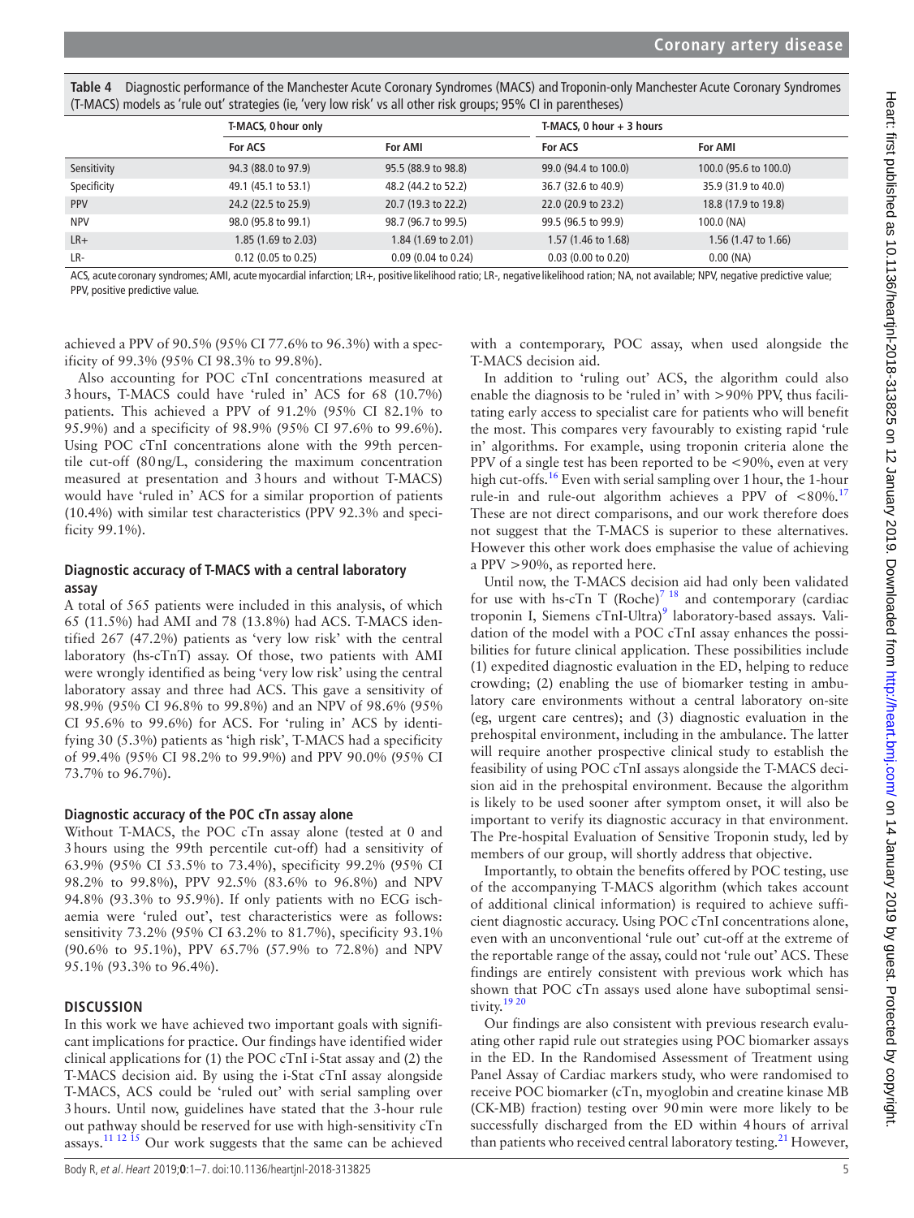**Table 4** Diagnostic performance of the Manchester Acute Coronary Syndromes (MACS) and Troponin-only Manchester Acute Coronary Syndromes (T-MACS) models as 'rule out' strategies (ie, 'very low risk' vs all other risk groups; 95% CI in parentheses)

| | T-MACS, 0 hour only | | T-MACS, 0 hour + 3 hours | |
|---|---|---|---|---|
| | For ACS | For AMI | For ACS | For AMI |
| Sensitivity | 94.3 (88.0 to 97.9) | 95.5 (88.9 to 98.8) | 99.0 (94.4 to 100.0) | 100.0 (95.6 to 100.0) |
| Specificity | 49.1 (45.1 to 53.1) | 48.2 (44.2 to 52.2) | 36.7 (32.6 to 40.9) | 35.9 (31.9 to 40.0) |
| PPV | 24.2 (22.5 to 25.9) | 20.7 (19.3 to 22.2) | 22.0 (20.9 to 23.2) | 18.8 (17.9 to 19.8) |
| NPV | 98.0 (95.8 to 99.1) | 98.7 (96.7 to 99.5) | 99.5 (96.5 to 99.9) | 100.0 (NA) |
| LR+ | 1.85 (1.69 to 2.03) | 1.84 (1.69 to 2.01) | 1.57 (1.46 to 1.68) | 1.56 (1.47 to 1.66) |
| LR- | 0.12 (0.05 to 0.25) | 0.09 (0.04 to 0.24) | 0.03 (0.00 to 0.20) | 0.00 (NA) |

ACS, acute coronary syndromes; AMI, acute myocardial infarction; LR+, positive likelihood ratio; LR-, negative likelihood ration; NA, not available; NPV, negative predictive value; PPV, positive predictive value.

achieved a PPV of 90.5% (95% CI 77.6% to 96.3%) with a specificity of 99.3% (95% CI 98.3% to 99.8%).

Also accounting for POC cTnI concentrations measured at 3 hours, T-MACS could have 'ruled in' ACS for 68 (10.7%) patients. This achieved a PPV of 91.2% (95% CI 82.1% to 95.9%) and a specificity of 98.9% (95% CI 97.6% to 99.6%). Using POC cTnI concentrations alone with the 99th percentile cut-off (80 ng/L, considering the maximum concentration measured at presentation and 3 hours and without T-MACS) would have 'ruled in' ACS for a similar proportion of patients (10.4%) with similar test characteristics (PPV 92.3% and specificity 99.1%).

### Diagnostic accuracy of T-MACS with a central laboratory assay

A total of 565 patients were included in this analysis, of which 65 (11.5%) had AMI and 78 (13.8%) had ACS. T-MACS identified 267 (47.2%) patients as 'very low risk' with the central laboratory (hs-cTnT) assay. Of those, two patients with AMI were wrongly identified as being 'very low risk' using the central laboratory assay and three had ACS. This gave a sensitivity of 98.9% (95% CI 96.8% to 99.8%) and an NPV of 98.6% (95% CI 95.6% to 99.6%) for ACS. For 'ruling in' ACS by identifying 30 (5.3%) patients as 'high risk', T-MACS had a specificity of 99.4% (95% CI 98.2% to 99.9%) and PPV 90.0% (95% CI 73.7% to 96.7%).

### Diagnostic accuracy of the POC cTn assay alone

Without T-MACS, the POC cTn assay alone (tested at 0 and 3 hours using the 99th percentile cut-off) had a sensitivity of 63.9% (95% CI 53.5% to 73.4%), specificity 99.2% (95% CI 98.2% to 99.8%), PPV 92.5% (83.6% to 96.8%) and NPV 94.8% (93.3% to 95.9%). If only patients with no ECG ischaemia were 'ruled out', test characteristics were as follows: sensitivity 73.2% (95% CI 63.2% to 81.7%), specificity 93.1% (90.6% to 95.1%), PPV 65.7% (57.9% to 72.8%) and NPV 95.1% (93.3% to 96.4%).

## DISCUSSION

In this work we have achieved two important goals with significant implications for practice. Our findings have identified wider clinical applications for (1) the POC cTnI i-Stat assay and (2) the T-MACS decision aid. By using the i-Stat cTnI assay alongside T-MACS, ACS could be 'ruled out' with serial sampling over 3 hours. Until now, guidelines have stated that the 3-hour rule out pathway should be reserved for use with high-sensitivity cTn assays.[11 12 15] Our work suggests that the same can be achieved with a contemporary, POC assay, when used alongside the T-MACS decision aid.

In addition to 'ruling out' ACS, the algorithm could also enable the diagnosis to be 'ruled in' with >90% PPV, thus facilitating early access to specialist care for patients who will benefit the most. This compares very favourably to existing rapid 'rule in' algorithms. For example, using troponin criteria alone the PPV of a single test has been reported to be <90%, even at very high cut-offs.[16] Even with serial sampling over 1 hour, the 1-hour rule-in and rule-out algorithm achieves a PPV of <80%.[17] These are not direct comparisons, and our work therefore does not suggest that the T-MACS is superior to these alternatives. However this other work does emphasise the value of achieving a PPV >90%, as reported here.

Until now, the T-MACS decision aid had only been validated for use with hs-cTn T (Roche)[7 18] and contemporary (cardiac troponin I, Siemens cTnI-Ultra)[9] laboratory-based assays. Validation of the model with a POC cTnI assay enhances the possibilities for future clinical application. These possibilities include (1) expedited diagnostic evaluation in the ED, helping to reduce crowding; (2) enabling the use of biomarker testing in ambulatory care environments without a central laboratory on-site (eg, urgent care centres); and (3) diagnostic evaluation in the prehospital environment, including in the ambulance. The latter will require another prospective clinical study to establish the feasibility of using POC cTnI assays alongside the T-MACS decision aid in the prehospital environment. Because the algorithm is likely to be used sooner after symptom onset, it will also be important to verify its diagnostic accuracy in that environment. The Pre-hospital Evaluation of Sensitive Troponin study, led by members of our group, will shortly address that objective.

Importantly, to obtain the benefits offered by POC testing, use of the accompanying T-MACS algorithm (which takes account of additional clinical information) is required to achieve sufficient diagnostic accuracy. Using POC cTnI concentrations alone, even with an unconventional 'rule out' cut-off at the extreme of the reportable range of the assay, could not 'rule out' ACS. These findings are entirely consistent with previous work which has shown that POC cTn assays used alone have suboptimal sensitivity.[19 20]

Our findings are also consistent with previous research evaluating other rapid rule out strategies using POC biomarker assays in the ED. In the Randomised Assessment of Treatment using Panel Assay of Cardiac markers study, who were randomised to receive POC biomarker (cTn, myoglobin and creatine kinase MB (CK-MB) fraction) testing over 90 min were more likely to be successfully discharged from the ED within 4 hours of arrival than patients who received central laboratory testing.[21] However,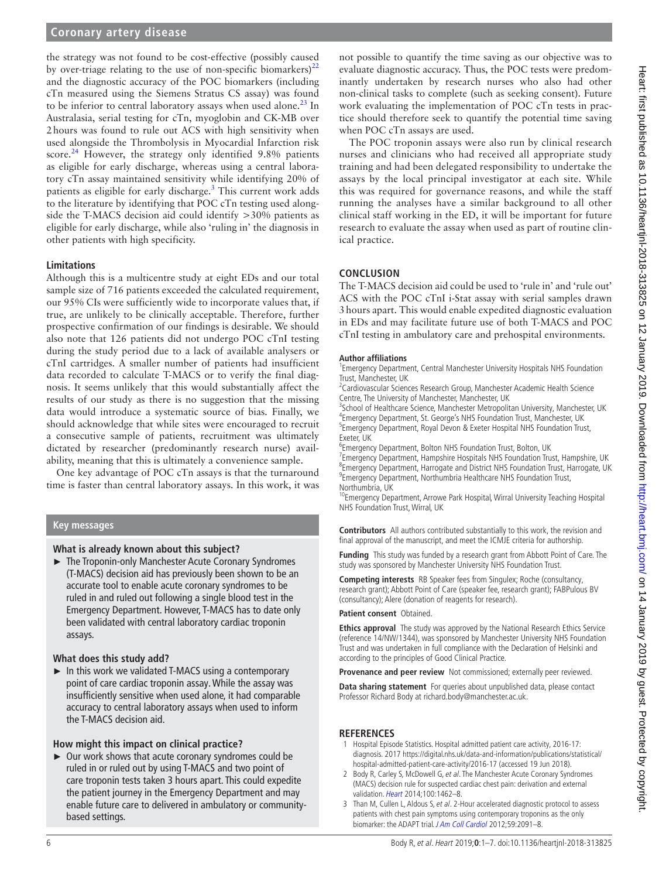the strategy was not found to be cost-effective (possibly caused by over-triage relating to the use of non-specific biomarkers)[22] and the diagnostic accuracy of the POC biomarkers (including cTn measured using the Siemens Stratus CS assay) was found to be inferior to central laboratory assays when used alone.[23] In Australasia, serial testing for cTn, myoglobin and CK-MB over 2 hours was found to rule out ACS with high sensitivity when used alongside the Thrombolysis in Myocardial Infarction risk score.[24] However, the strategy only identified 9.8% patients as eligible for early discharge, whereas using a central laboratory cTn assay maintained sensitivity while identifying 20% of patients as eligible for early discharge.[3] This current work adds to the literature by identifying that POC cTn testing used alongside the T-MACS decision aid could identify >30% patients as eligible for early discharge, while also 'ruling in' the diagnosis in other patients with high specificity.

### Limitations

Although this is a multicentre study at eight EDs and our total sample size of 716 patients exceeded the calculated requirement, our 95% CIs were sufficiently wide to incorporate values that, if true, are unlikely to be clinically acceptable. Therefore, further prospective confirmation of our findings is desirable. We should also note that 126 patients did not undergo POC cTnI testing during the study period due to a lack of available analysers or cTnI cartridges. A smaller number of patients had insufficient data recorded to calculate T-MACS or to verify the final diagnosis. It seems unlikely that this would substantially affect the results of our study as there is no suggestion that the missing data would introduce a systematic source of bias. Finally, we should acknowledge that while sites were encouraged to recruit a consecutive sample of patients, recruitment was ultimately dictated by researcher (predominantly research nurse) availability, meaning that this is ultimately a convenience sample.

One key advantage of POC cTn assays is that the turnaround time is faster than central laboratory assays. In this work, it was not possible to quantify the time saving as our objective was to evaluate diagnostic accuracy. Thus, the POC tests were predominantly undertaken by research nurses who also had other non-clinical tasks to complete (such as seeking consent). Future work evaluating the implementation of POC cTn tests in practice should therefore seek to quantify the potential time saving when POC cTn assays are used.

The POC troponin assays were also run by clinical research nurses and clinicians who had received all appropriate study training and had been delegated responsibility to undertake the assays by the local principal investigator at each site. While this was required for governance reasons, and while the staff running the analyses have a similar background to all other clinical staff working in the ED, it will be important for future research to evaluate the assay when used as part of routine clinical practice.

## CONCLUSION

The T-MACS decision aid could be used to 'rule in' and 'rule out' ACS with the POC cTnI i-Stat assay with serial samples drawn 3 hours apart. This would enable expedited diagnostic evaluation in EDs and may facilitate future use of both T-MACS and POC cTnI testing in ambulatory care and prehospital environments.

### Key messages

**What is already known about this subject?**

- The Troponin-only Manchester Acute Coronary Syndromes (T-MACS) decision aid has previously been shown to be an accurate tool to enable acute coronary syndromes to be ruled in and ruled out following a single blood test in the Emergency Department. However, T-MACS has to date only been validated with central laboratory cardiac troponin assays.

**What does this study add?**

- In this work we validated T-MACS using a contemporary point of care cardiac troponin assay. While the assay was insufficiently sensitive when used alone, it had comparable accuracy to central laboratory assays when used to inform the T-MACS decision aid.

**How might this impact on clinical practice?**

- Our work shows that acute coronary syndromes could be ruled in or ruled out by using T-MACS and two point of care troponin tests taken 3 hours apart. This could expedite the patient journey in the Emergency Department and may enable future care to delivered in ambulatory or community-based settings.

**Author affiliations**

[1]Emergency Department, Central Manchester University Hospitals NHS Foundation Trust, Manchester, UK
[2]Cardiovascular Sciences Research Group, Manchester Academic Health Science Centre, The University of Manchester, Manchester, UK
[3]School of Healthcare Science, Manchester Metropolitan University, Manchester, UK
[4]Emergency Department, St. George's NHS Foundation Trust, Manchester, UK
[5]Emergency Department, Royal Devon & Exeter Hospital NHS Foundation Trust, Exeter, UK
[6]Emergency Department, Bolton NHS Foundation Trust, Bolton, UK
[7]Emergency Department, Hampshire Hospitals NHS Foundation Trust, Hampshire, UK
[8]Emergency Department, Harrogate and District NHS Foundation Trust, Harrogate, UK
[9]Emergency Department, Northumbria Healthcare NHS Foundation Trust, Northumbria, UK
[10]Emergency Department, Arrowe Park Hospital, Wirral University Teaching Hospital NHS Foundation Trust, Wirral, UK

**Contributors** All authors contributed substantially to this work, the revision and final approval of the manuscript, and meet the ICMJE criteria for authorship.

**Funding** This study was funded by a research grant from Abbott Point of Care. The study was sponsored by Manchester University NHS Foundation Trust.

**Competing interests** RB Speaker fees from Singulex; Roche (consultancy, research grant); Abbott Point of Care (speaker fee, research grant); FABPulous BV (consultancy); Alere (donation of reagents for research).

**Patient consent** Obtained.

**Ethics approval** The study was approved by the National Research Ethics Service (reference 14/NW/1344), was sponsored by Manchester University NHS Foundation Trust and was undertaken in full compliance with the Declaration of Helsinki and according to the principles of Good Clinical Practice.

**Provenance and peer review** Not commissioned; externally peer reviewed.

**Data sharing statement** For queries about unpublished data, please contact Professor Richard Body at richard.body@manchester.ac.uk.

## REFERENCES

1. Hospital Episode Statistics. Hospital admitted patient care activity, 2016-17: diagnosis. 2017 https://digital.nhs.uk/data-and-information/publications/statistical/hospital-admitted-patient-care-activity/2016-17 (accessed 19 Jun 2018).
2. Body R, Carley S, McDowell G, *et al*. The Manchester Acute Coronary Syndromes (MACS) decision rule for suspected cardiac chest pain: derivation and external validation. *Heart* 2014;100:1462–8.
3. Than M, Cullen L, Aldous S, *et al*. 2-Hour accelerated diagnostic protocol to assess patients with chest pain symptoms using contemporary troponins as the only biomarker: the ADAPT trial. *J Am Coll Cardiol* 2012;59:2091–8.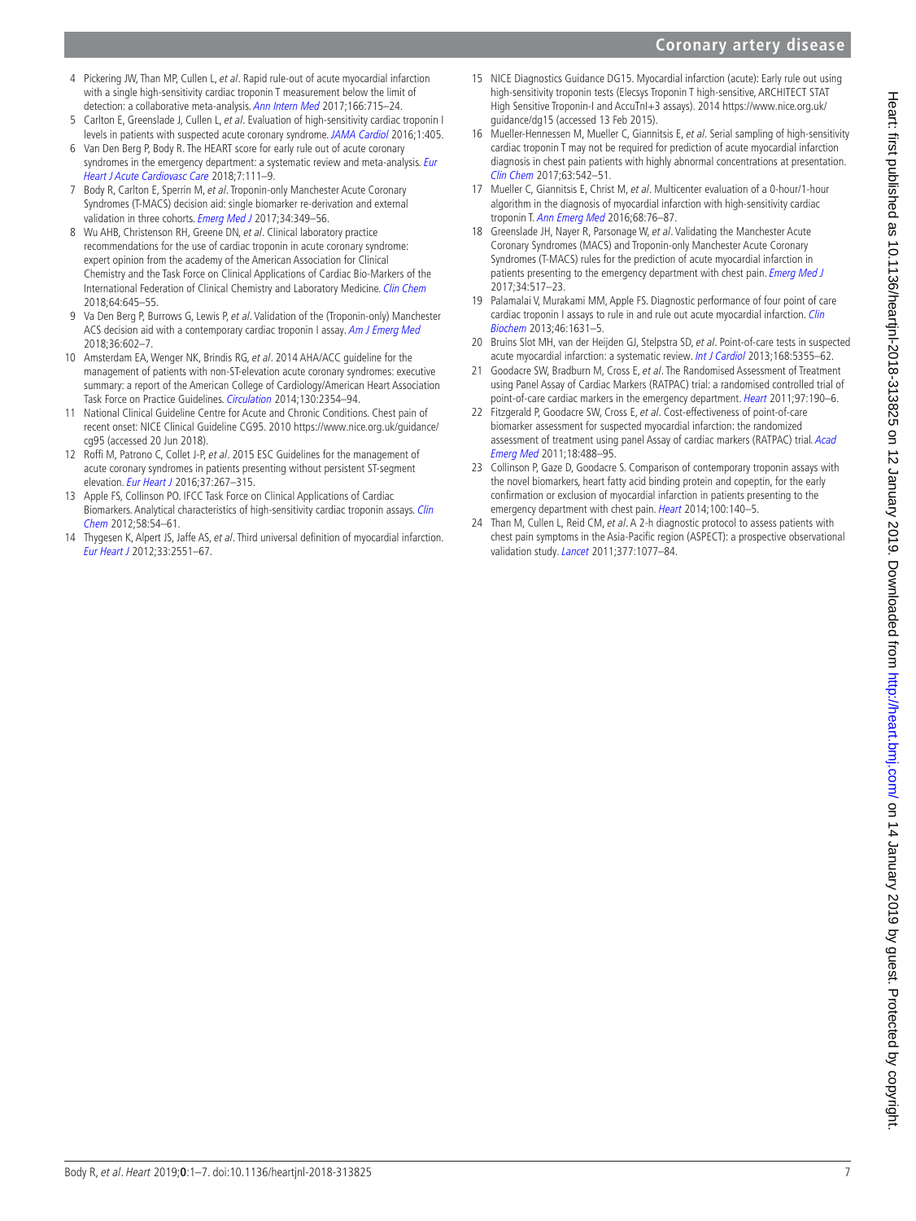4 Pickering JW, Than MP, Cullen L, *et al*. Rapid rule-out of acute myocardial infarction with a single high-sensitivity cardiac troponin T measurement below the limit of detection: a collaborative meta-analysis. *Ann Intern Med* 2017;166:715–24.

5 Carlton E, Greenslade J, Cullen L, *et al*. Evaluation of high-sensitivity cardiac troponin I levels in patients with suspected acute coronary syndrome. *JAMA Cardiol* 2016;1:405.

6 Van Den Berg P, Body R. The HEART score for early rule out of acute coronary syndromes in the emergency department: a systematic review and meta-analysis. *Eur Heart J Acute Cardiovasc Care* 2018;7:111–9.

7 Body R, Carlton E, Sperrin M, *et al*. Troponin-only Manchester Acute Coronary Syndromes (T-MACS) decision aid: single biomarker re-derivation and external validation in three cohorts. *Emerg Med J* 2017;34:349–56.

8 Wu AHB, Christenson RH, Greene DN, *et al*. Clinical laboratory practice recommendations for the use of cardiac troponin in acute coronary syndrome: expert opinion from the academy of the American Association for Clinical Chemistry and the Task Force on Clinical Applications of Cardiac Bio-Markers of the International Federation of Clinical Chemistry and Laboratory Medicine. *Clin Chem* 2018;64:645–55.

9 Va Den Berg P, Burrows G, Lewis P, *et al*. Validation of the (Troponin-only) Manchester ACS decision aid with a contemporary cardiac troponin I assay. *Am J Emerg Med* 2018;36:602–7.

10 Amsterdam EA, Wenger NK, Brindis RG, *et al*. 2014 AHA/ACC guideline for the management of patients with non-ST-elevation acute coronary syndromes: executive summary: a report of the American College of Cardiology/American Heart Association Task Force on Practice Guidelines. *Circulation* 2014;130:2354–94.

11 National Clinical Guideline Centre for Acute and Chronic Conditions. Chest pain of recent onset: NICE Clinical Guideline CG95. 2010 https://www.nice.org.uk/guidance/cg95 (accessed 20 Jun 2018).

12 Roffi M, Patrono C, Collet J-P, *et al*. 2015 ESC Guidelines for the management of acute coronary syndromes in patients presenting without persistent ST-segment elevation. *Eur Heart J* 2016;37:267–315.

13 Apple FS, Collinson PO. IFCC Task Force on Clinical Applications of Cardiac Biomarkers. Analytical characteristics of high-sensitivity cardiac troponin assays. *Clin Chem* 2012;58:54–61.

14 Thygesen K, Alpert JS, Jaffe AS, *et al*. Third universal definition of myocardial infarction. *Eur Heart J* 2012;33:2551–67.

15 NICE Diagnostics Guidance DG15. Myocardial infarction (acute): Early rule out using high-sensitivity troponin tests (Elecsys Troponin T high-sensitive, ARCHITECT STAT High Sensitive Troponin-I and AccuTnI+3 assays). 2014 https://www.nice.org.uk/guidance/dg15 (accessed 13 Feb 2015).

16 Mueller-Hennessen M, Mueller C, Giannitsis E, *et al*. Serial sampling of high-sensitivity cardiac troponin T may not be required for prediction of acute myocardial infarction diagnosis in chest pain patients with highly abnormal concentrations at presentation. *Clin Chem* 2017;63:542–51.

17 Mueller C, Giannitsis E, Christ M, *et al*. Multicenter evaluation of a 0-hour/1-hour algorithm in the diagnosis of myocardial infarction with high-sensitivity cardiac troponin T. *Ann Emerg Med* 2016;68:76–87.

18 Greenslade JH, Nayer R, Parsonage W, *et al*. Validating the Manchester Acute Coronary Syndromes (MACS) and Troponin-only Manchester Acute Coronary Syndromes (T-MACS) rules for the prediction of acute myocardial infarction in patients presenting to the emergency department with chest pain. *Emerg Med J* 2017;34:517–23.

19 Palamalai V, Murakami MM, Apple FS. Diagnostic performance of four point of care cardiac troponin I assays to rule in and rule out acute myocardial infarction. *Clin Biochem* 2013;46:1631–5.

20 Bruins Slot MH, van der Heijden GJ, Stelpstra SD, *et al*. Point-of-care tests in suspected acute myocardial infarction: a systematic review. *Int J Cardiol* 2013;168:5355–62.

21 Goodacre SW, Bradburn M, Cross E, *et al*. The Randomised Assessment of Treatment using Panel Assay of Cardiac Markers (RATPAC) trial: a randomised controlled trial of point-of-care cardiac markers in the emergency department. *Heart* 2011;97:190–6.

22 Fitzgerald P, Goodacre SW, Cross E, *et al*. Cost-effectiveness of point-of-care biomarker assessment for suspected myocardial infarction: the randomized assessment of treatment using panel Assay of cardiac markers (RATPAC) trial. *Acad Emerg Med* 2011;18:488–95.

23 Collinson P, Gaze D, Goodacre S. Comparison of contemporary troponin assays with the novel biomarkers, heart fatty acid binding protein and copeptin, for the early confirmation or exclusion of myocardial infarction in patients presenting to the emergency department with chest pain. *Heart* 2014;100:140–5.

24 Than M, Cullen L, Reid CM, *et al*. A 2-h diagnostic protocol to assess patients with chest pain symptoms in the Asia-Pacific region (ASPECT): a prospective observational validation study. *Lancet* 2011;377:1077–84.